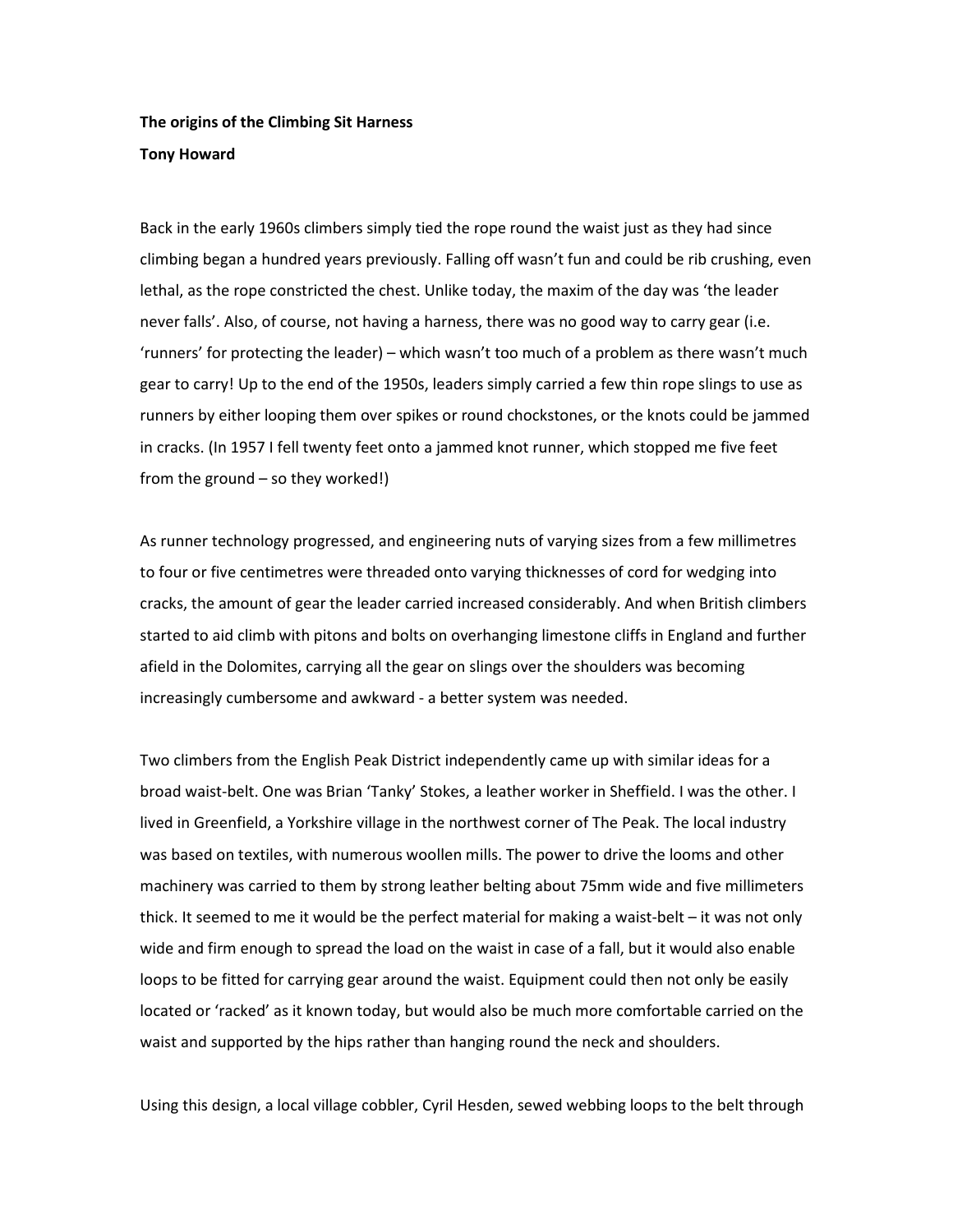**The origins of the Climbing Sit Harness**

**Tony Howard**

Back in the early 1960s climbers simply tied the rope round the waist just as they had since climbing began a hundred years previously. Falling off wasn't fun and could be rib crushing, even lethal, as the rope constricted the chest. Unlike today, the maxim of the day was 'the leader never falls'. Also, of course, not having a harness, there was no good way to carry gear (i.e. 'runners' for protecting the leader) – which wasn't too much of a problem as there wasn't much gear to carry! Up to the end of the 1950s, leaders simply carried a few thin rope slings to use as runners by either looping them over spikes or round chockstones, or the knots could be jammed in cracks. (In 1957 I fell twenty feet onto a jammed knot runner, which stopped me five feet from the ground – so they worked!)

As runner technology progressed, and engineering nuts of varying sizes from a few millimetres to four or five centimetres were threaded onto varying thicknesses of cord for wedging into cracks, the amount of gear the leader carried increased considerably. And when British climbers started to aid climb with pitons and bolts on overhanging limestone cliffs in England and further afield in the Dolomites, carrying all the gear on slings over the shoulders was becoming increasingly cumbersome and awkward - a better system was needed.

Two climbers from the English Peak District independently came up with similar ideas for a broad waist-belt. One was Brian 'Tanky' Stokes, a leather worker in Sheffield. I was the other. I lived in Greenfield, a Yorkshire village in the northwest corner of The Peak. The local industry was based on textiles, with numerous woollen mills. The power to drive the looms and other machinery was carried to them by strong leather belting about 75mm wide and five millimeters thick. It seemed to me it would be the perfect material for making a waist-belt – it was not only wide and firm enough to spread the load on the waist in case of a fall, but it would also enable loops to be fitted for carrying gear around the waist. Equipment could then not only be easily located or 'racked' as it known today, but would also be much more comfortable carried on the waist and supported by the hips rather than hanging round the neck and shoulders.

Using this design, a local village cobbler, Cyril Hesden, sewed webbing loops to the belt through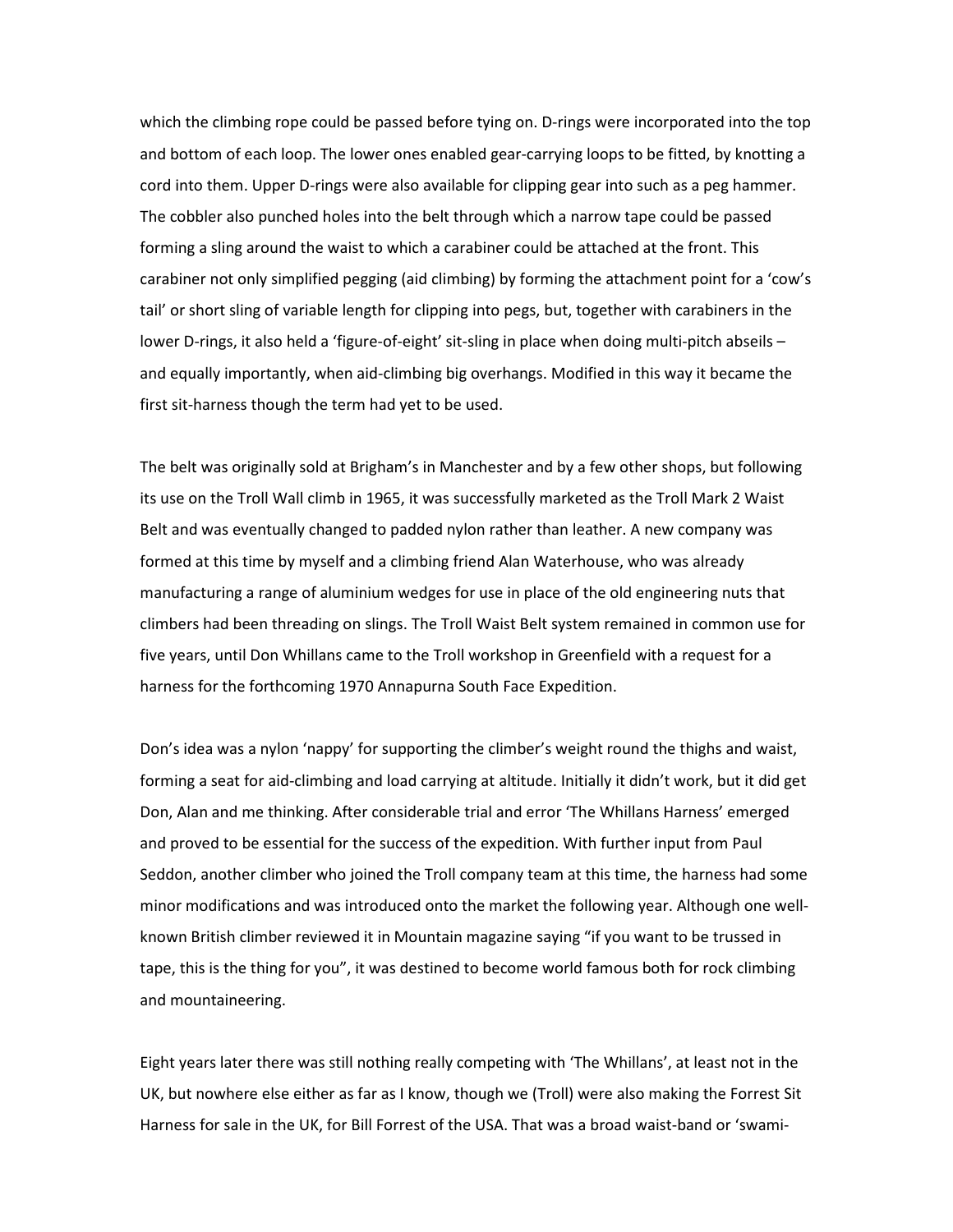which the climbing rope could be passed before tying on. D-rings were incorporated into the top and bottom of each loop. The lower ones enabled gear-carrying loops to be fitted, by knotting a cord into them. Upper D-rings were also available for clipping gear into such as a peg hammer. The cobbler also punched holes into the belt through which a narrow tape could be passed forming a sling around the waist to which a carabiner could be attached at the front. This carabiner not only simplified pegging (aid climbing) by forming the attachment point for a 'cow's tail' or short sling of variable length for clipping into pegs, but, together with carabiners in the lower D-rings, it also held a 'figure-of-eight' sit-sling in place when doing multi-pitch abseils – and equally importantly, when aid-climbing big overhangs. Modified in this way it became the first sit-harness though the term had yet to be used.

The belt was originally sold at Brigham's in Manchester and by a few other shops, but following its use on the Troll Wall climb in 1965, it was successfully marketed as the Troll Mark 2 Waist Belt and was eventually changed to padded nylon rather than leather. A new company was formed at this time by myself and a climbing friend Alan Waterhouse, who was already manufacturing a range of aluminium wedges for use in place of the old engineering nuts that climbers had been threading on slings. The Troll Waist Belt system remained in common use for five years, until Don Whillans came to the Troll workshop in Greenfield with a request for a harness for the forthcoming 1970 Annapurna South Face Expedition.

Don's idea was a nylon 'nappy' for supporting the climber's weight round the thighs and waist, forming a seat for aid-climbing and load carrying at altitude. Initially it didn't work, but it did get Don, Alan and me thinking. After considerable trial and error 'The Whillans Harness' emerged and proved to be essential for the success of the expedition. With further input from Paul Seddon, another climber who joined the Troll company team at this time, the harness had some minor modifications and was introduced onto the market the following year. Although one well-known British climber reviewed it in Mountain magazine saying "if you want to be trussed in tape, this is the thing for you", it was destined to become world famous both for rock climbing and mountaineering.

Eight years later there was still nothing really competing with 'The Whillans', at least not in the UK, but nowhere else either as far as I know, though we (Troll) were also making the Forrest Sit Harness for sale in the UK, for Bill Forrest of the USA. That was a broad waist-band or 'swami-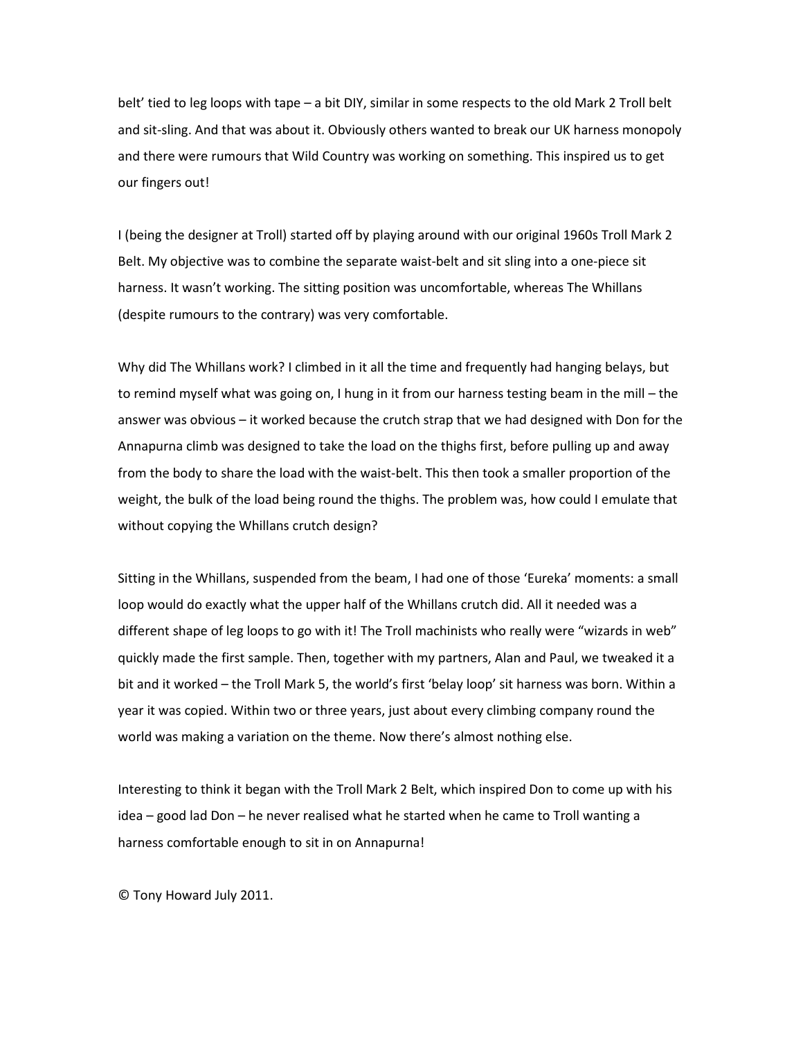belt' tied to leg loops with tape – a bit DIY, similar in some respects to the old Mark 2 Troll belt and sit-sling. And that was about it. Obviously others wanted to break our UK harness monopoly and there were rumours that Wild Country was working on something. This inspired us to get our fingers out!

I (being the designer at Troll) started off by playing around with our original 1960s Troll Mark 2 Belt. My objective was to combine the separate waist-belt and sit sling into a one-piece sit harness. It wasn't working. The sitting position was uncomfortable, whereas The Whillans (despite rumours to the contrary) was very comfortable.

Why did The Whillans work? I climbed in it all the time and frequently had hanging belays, but to remind myself what was going on, I hung in it from our harness testing beam in the mill – the answer was obvious – it worked because the crutch strap that we had designed with Don for the Annapurna climb was designed to take the load on the thighs first, before pulling up and away from the body to share the load with the waist-belt. This then took a smaller proportion of the weight, the bulk of the load being round the thighs. The problem was, how could I emulate that without copying the Whillans crutch design?

Sitting in the Whillans, suspended from the beam, I had one of those 'Eureka' moments: a small loop would do exactly what the upper half of the Whillans crutch did. All it needed was a different shape of leg loops to go with it! The Troll machinists who really were "wizards in web" quickly made the first sample. Then, together with my partners, Alan and Paul, we tweaked it a bit and it worked – the Troll Mark 5, the world's first 'belay loop' sit harness was born. Within a year it was copied. Within two or three years, just about every climbing company round the world was making a variation on the theme. Now there's almost nothing else.

Interesting to think it began with the Troll Mark 2 Belt, which inspired Don to come up with his idea – good lad Don – he never realised what he started when he came to Troll wanting a harness comfortable enough to sit in on Annapurna!

© Tony Howard July 2011.